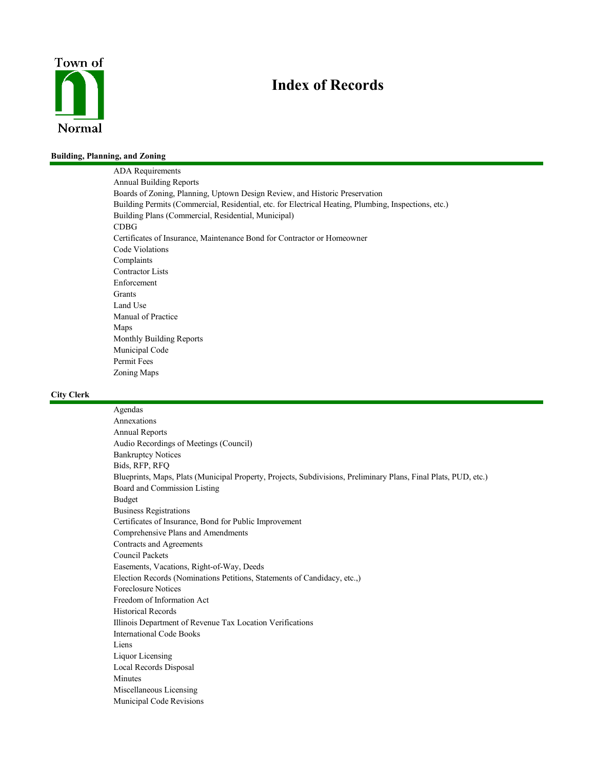Town of Normal

# Index of Records

## Building, Planning, and Zoning

- ADA Requirements
- Annual Building Reports
- Boards of Zoning, Planning, Uptown Design Review, and Historic Preservation
- Building Permits (Commercial, Residential, etc. for Electrical Heating, Plumbing, Inspections, etc.)
- Building Plans (Commercial, Residential, Municipal)
- CDBG
- Certificates of Insurance, Maintenance Bond for Contractor or Homeowner
- Code Violations
- Complaints
- Contractor Lists
- Enforcement
- Grants
- Land Use
- Manual of Practice
- Maps
- Monthly Building Reports
- Municipal Code
- Permit Fees
- Zoning Maps

## City Clerk

- Agendas
- Annexations
- Annual Reports
- Audio Recordings of Meetings (Council)
- Bankruptcy Notices
- Bids, RFP, RFQ
- Blueprints, Maps, Plats (Municipal Property, Projects, Subdivisions, Preliminary Plans, Final Plats, PUD, etc.)
- Board and Commission Listing
- Budget
- Business Registrations
- Certificates of Insurance, Bond for Public Improvement
- Comprehensive Plans and Amendments
- Contracts and Agreements
- Council Packets
- Easements, Vacations, Right-of-Way, Deeds
- Election Records (Nominations Petitions, Statements of Candidacy, etc.,)
- Foreclosure Notices
- Freedom of Information Act
- Historical Records
- Illinois Department of Revenue Tax Location Verifications
- International Code Books
- Liens
- Liquor Licensing
- Local Records Disposal
- Minutes
- Miscellaneous Licensing
- Municipal Code Revisions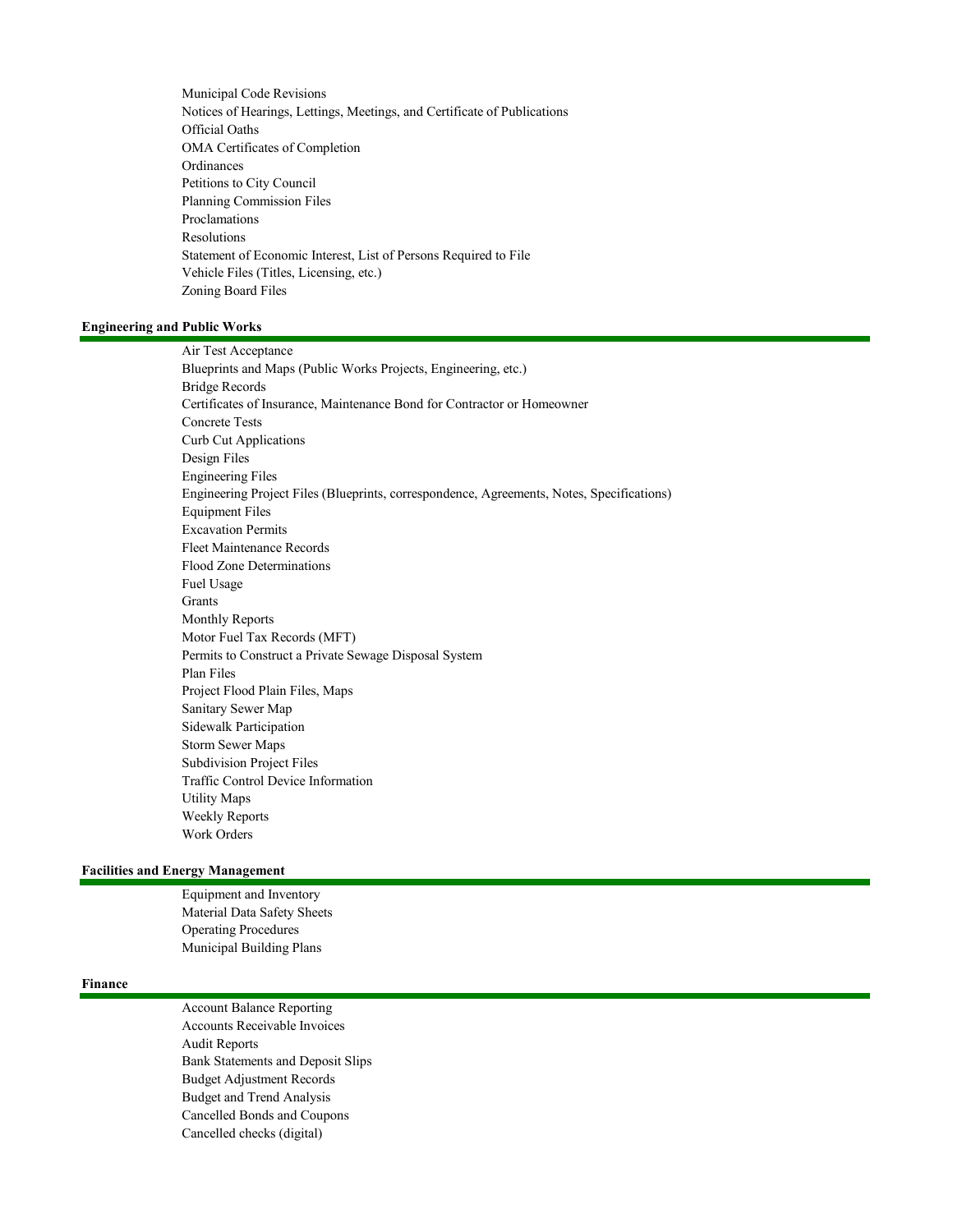- Municipal Code Revisions
- Notices of Hearings, Lettings, Meetings, and Certificate of Publications
- Official Oaths
- OMA Certificates of Completion
- Ordinances
- Petitions to City Council
- Planning Commission Files
- Proclamations
- Resolutions
- Statement of Economic Interest, List of Persons Required to File
- Vehicle Files (Titles, Licensing, etc.)
- Zoning Board Files

## Engineering and Public Works

- Air Test Acceptance
- Blueprints and Maps (Public Works Projects, Engineering, etc.)
- Bridge Records
- Certificates of Insurance, Maintenance Bond for Contractor or Homeowner
- Concrete Tests
- Curb Cut Applications
- Design Files
- Engineering Files
- Engineering Project Files (Blueprints, correspondence, Agreements, Notes, Specifications)
- Equipment Files
- Excavation Permits
- Fleet Maintenance Records
- Flood Zone Determinations
- Fuel Usage
- Grants
- Monthly Reports
- Motor Fuel Tax Records (MFT)
- Permits to Construct a Private Sewage Disposal System
- Plan Files
- Project Flood Plain Files, Maps
- Sanitary Sewer Map
- Sidewalk Participation
- Storm Sewer Maps
- Subdivision Project Files
- Traffic Control Device Information
- Utility Maps
- Weekly Reports
- Work Orders

## Facilities and Energy Management

- Equipment and Inventory
- Material Data Safety Sheets
- Operating Procedures
- Municipal Building Plans

## Finance

- Account Balance Reporting
- Accounts Receivable Invoices
- Audit Reports
- Bank Statements and Deposit Slips
- Budget Adjustment Records
- Budget and Trend Analysis
- Cancelled Bonds and Coupons
- Cancelled checks (digital)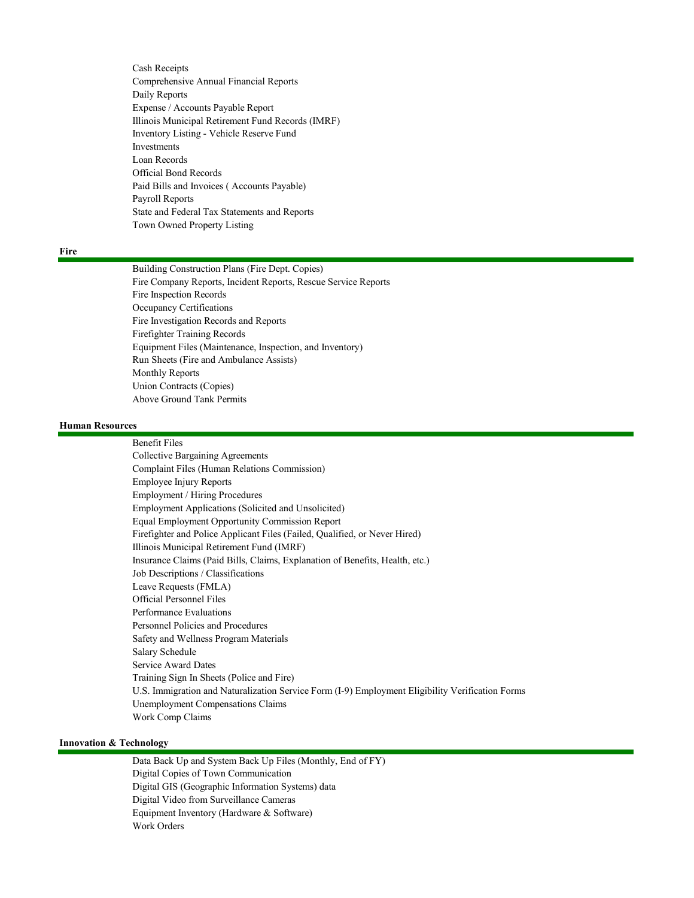- Cash Receipts
- Comprehensive Annual Financial Reports
- Daily Reports
- Expense / Accounts Payable Report
- Illinois Municipal Retirement Fund Records (IMRF)
- Inventory Listing - Vehicle Reserve Fund
- Investments
- Loan Records
- Official Bond Records
- Paid Bills and Invoices ( Accounts Payable)
- Payroll Reports
- State and Federal Tax Statements and Reports
- Town Owned Property Listing

## Fire

- Building Construction Plans (Fire Dept. Copies)
- Fire Company Reports, Incident Reports, Rescue Service Reports
- Fire Inspection Records
- Occupancy Certifications
- Fire Investigation Records and Reports
- Firefighter Training Records
- Equipment Files (Maintenance, Inspection, and Inventory)
- Run Sheets (Fire and Ambulance Assists)
- Monthly Reports
- Union Contracts (Copies)
- Above Ground Tank Permits

## Human Resources

- Benefit Files
- Collective Bargaining Agreements
- Complaint Files (Human Relations Commission)
- Employee Injury Reports
- Employment / Hiring Procedures
- Employment Applications (Solicited and Unsolicited)
- Equal Employment Opportunity Commission Report
- Firefighter and Police Applicant Files (Failed, Qualified, or Never Hired)
- Illinois Municipal Retirement Fund (IMRF)
- Insurance Claims (Paid Bills, Claims, Explanation of Benefits, Health, etc.)
- Job Descriptions / Classifications
- Leave Requests (FMLA)
- Official Personnel Files
- Performance Evaluations
- Personnel Policies and Procedures
- Safety and Wellness Program Materials
- Salary Schedule
- Service Award Dates
- Training Sign In Sheets (Police and Fire)
- U.S. Immigration and Naturalization Service Form (I-9) Employment Eligibility Verification Forms
- Unemployment Compensations Claims
- Work Comp Claims

## Innovation & Technology

- Data Back Up and System Back Up Files (Monthly, End of FY)
- Digital Copies of Town Communication
- Digital GIS (Geographic Information Systems) data
- Digital Video from Surveillance Cameras
- Equipment Inventory (Hardware & Software)
- Work Orders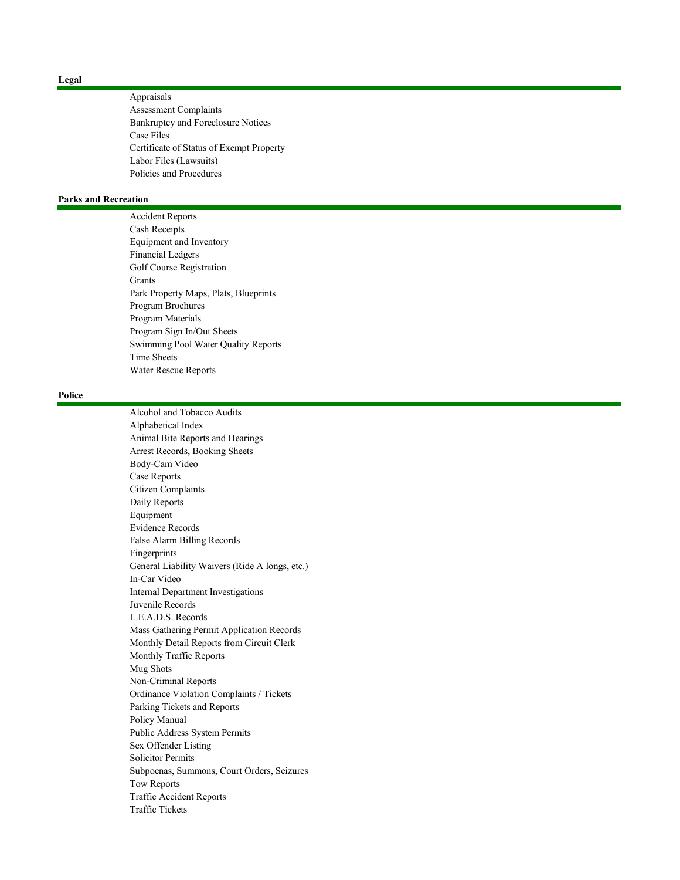## Legal

- Appraisals
- Assessment Complaints
- Bankruptcy and Foreclosure Notices
- Case Files
- Certificate of Status of Exempt Property
- Labor Files (Lawsuits)
- Policies and Procedures

## Parks and Recreation

- Accident Reports
- Cash Receipts
- Equipment and Inventory
- Financial Ledgers
- Golf Course Registration
- Grants
- Park Property Maps, Plats, Blueprints
- Program Brochures
- Program Materials
- Program Sign In/Out Sheets
- Swimming Pool Water Quality Reports
- Time Sheets
- Water Rescue Reports

## Police

- Alcohol and Tobacco Audits
- Alphabetical Index
- Animal Bite Reports and Hearings
- Arrest Records, Booking Sheets
- Body-Cam Video
- Case Reports
- Citizen Complaints
- Daily Reports
- Equipment
- Evidence Records
- False Alarm Billing Records
- Fingerprints
- General Liability Waivers (Ride A longs, etc.)
- In-Car Video
- Internal Department Investigations
- Juvenile Records
- L.E.A.D.S. Records
- Mass Gathering Permit Application Records
- Monthly Detail Reports from Circuit Clerk
- Monthly Traffic Reports
- Mug Shots
- Non-Criminal Reports
- Ordinance Violation Complaints / Tickets
- Parking Tickets and Reports
- Policy Manual
- Public Address System Permits
- Sex Offender Listing
- Solicitor Permits
- Subpoenas, Summons, Court Orders, Seizures
- Tow Reports
- Traffic Accident Reports
- Traffic Tickets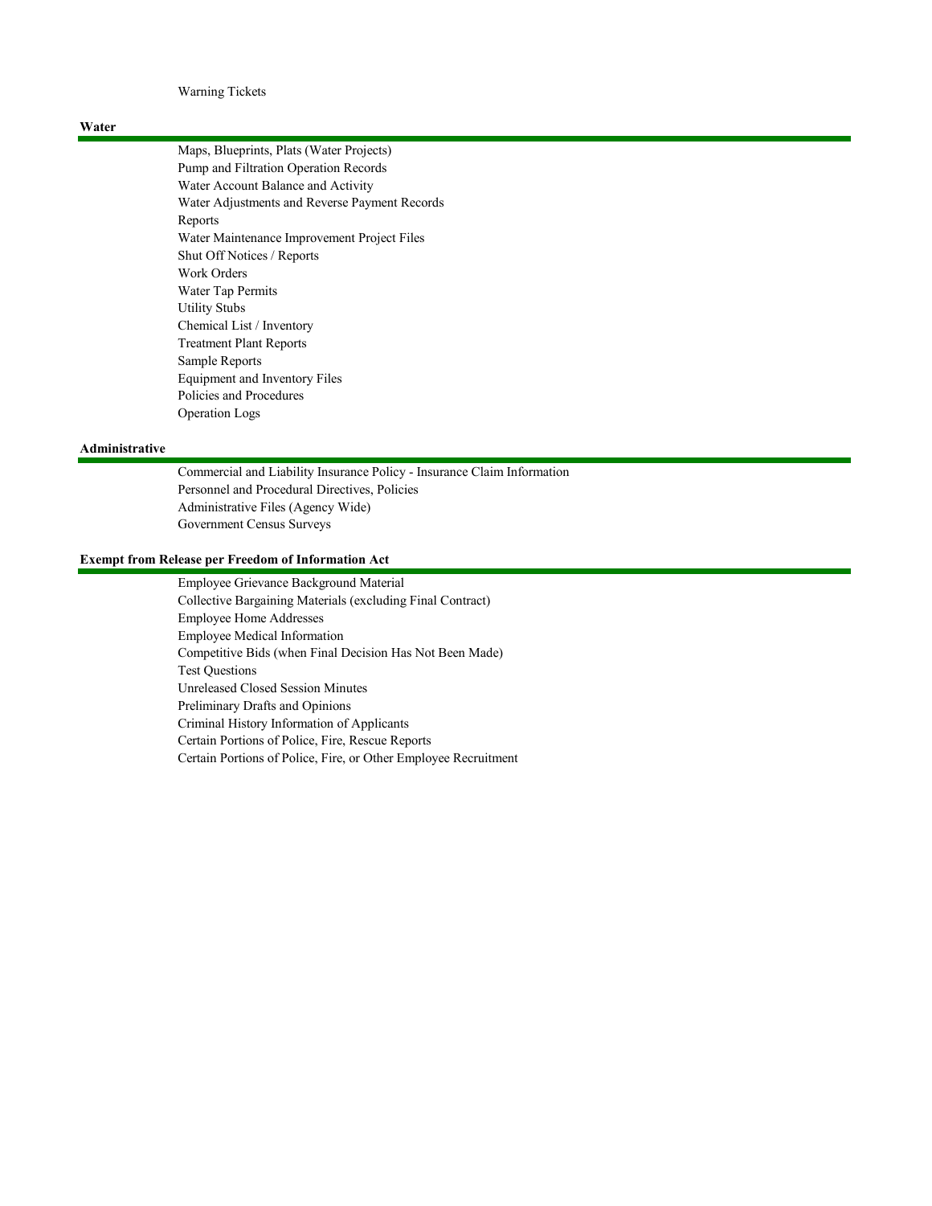Warning Tickets

**Water**

Maps, Blueprints, Plats (Water Projects)
Pump and Filtration Operation Records
Water Account Balance and Activity
Water Adjustments and Reverse Payment Records
Reports
Water Maintenance Improvement Project Files
Shut Off Notices / Reports
Work Orders
Water Tap Permits
Utility Stubs
Chemical List / Inventory
Treatment Plant Reports
Sample Reports
Equipment and Inventory Files
Policies and Procedures
Operation Logs

**Administrative**

Commercial and Liability Insurance Policy - Insurance Claim Information
Personnel and Procedural Directives, Policies
Administrative Files (Agency Wide)
Government Census Surveys

**Exempt from Release per Freedom of Information Act**

Employee Grievance Background Material
Collective Bargaining Materials (excluding Final Contract)
Employee Home Addresses
Employee Medical Information
Competitive Bids (when Final Decision Has Not Been Made)
Test Questions
Unreleased Closed Session Minutes
Preliminary Drafts and Opinions
Criminal History Information of Applicants
Certain Portions of Police, Fire, Rescue Reports
Certain Portions of Police, Fire, or Other Employee Recruitment